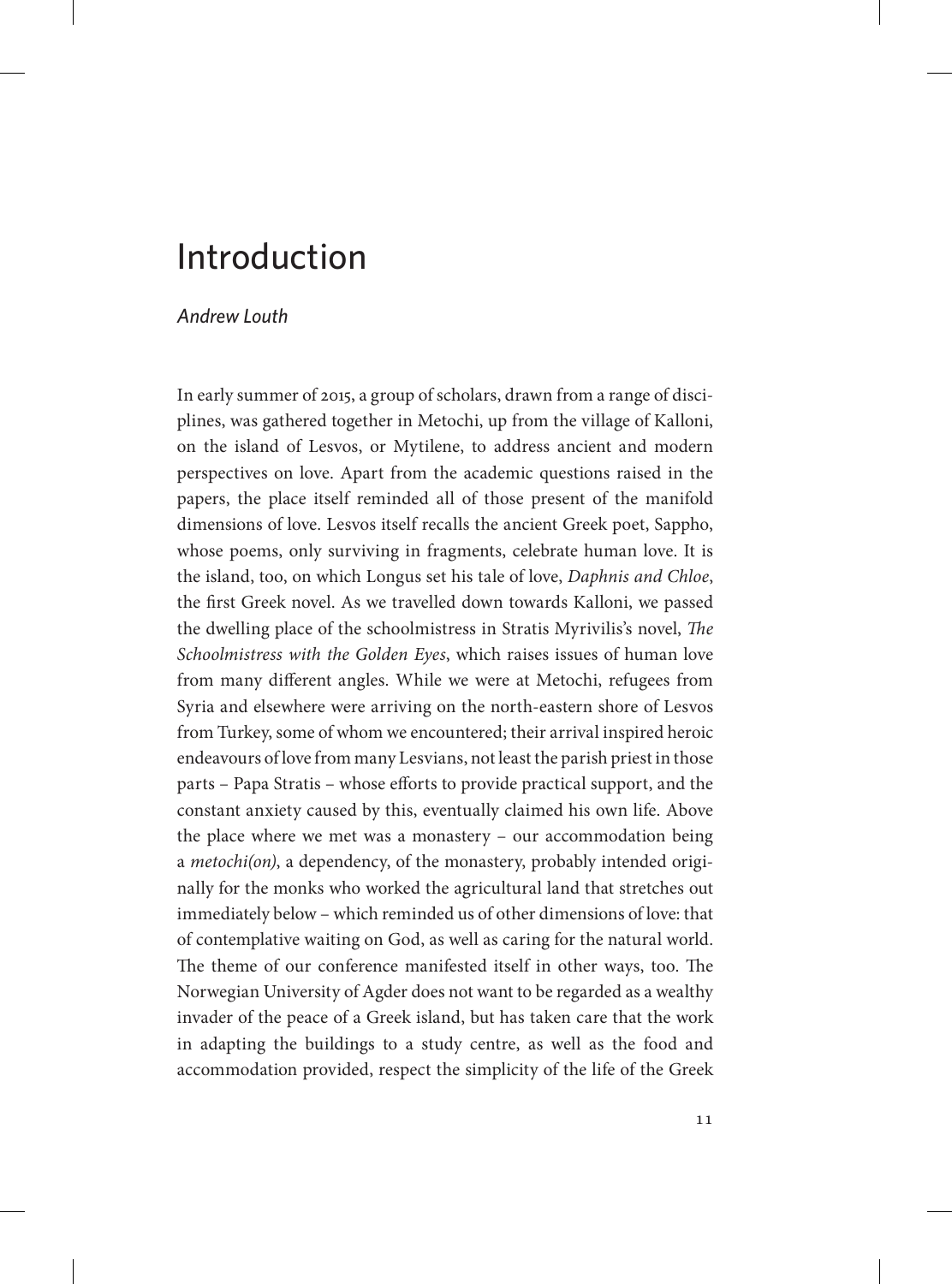# Introduction

*Andrew Louth*

In early summer of 2015, a group of scholars, drawn from a range of disciplines, was gathered together in Metochi, up from the village of Kalloni, on the island of Lesvos, or Mytilene, to address ancient and modern perspectives on love. Apart from the academic questions raised in the papers, the place itself reminded all of those present of the manifold dimensions of love. Lesvos itself recalls the ancient Greek poet, Sappho, whose poems, only surviving in fragments, celebrate human love. It is the island, too, on which Longus set his tale of love, *Daphnis and Chloe*, the first Greek novel. As we travelled down towards Kalloni, we passed the dwelling place of the schoolmistress in Stratis Myrivilis's novel, *The Schoolmistress with the Golden Eyes*, which raises issues of human love from many different angles. While we were at Metochi, refugees from Syria and elsewhere were arriving on the north-eastern shore of Lesvos from Turkey, some of whom we encountered; their arrival inspired heroic endeavours of love from many Lesvians, not least the parish priest in those parts – Papa Stratis – whose efforts to provide practical support, and the constant anxiety caused by this, eventually claimed his own life. Above the place where we met was a monastery – our accommodation being a *metochi(on)*, a dependency, of the monastery, probably intended originally for the monks who worked the agricultural land that stretches out immediately below – which reminded us of other dimensions of love: that of contemplative waiting on God, as well as caring for the natural world. The theme of our conference manifested itself in other ways, too. The Norwegian University of Agder does not want to be regarded as a wealthy invader of the peace of a Greek island, but has taken care that the work in adapting the buildings to a study centre, as well as the food and accommodation provided, respect the simplicity of the life of the Greek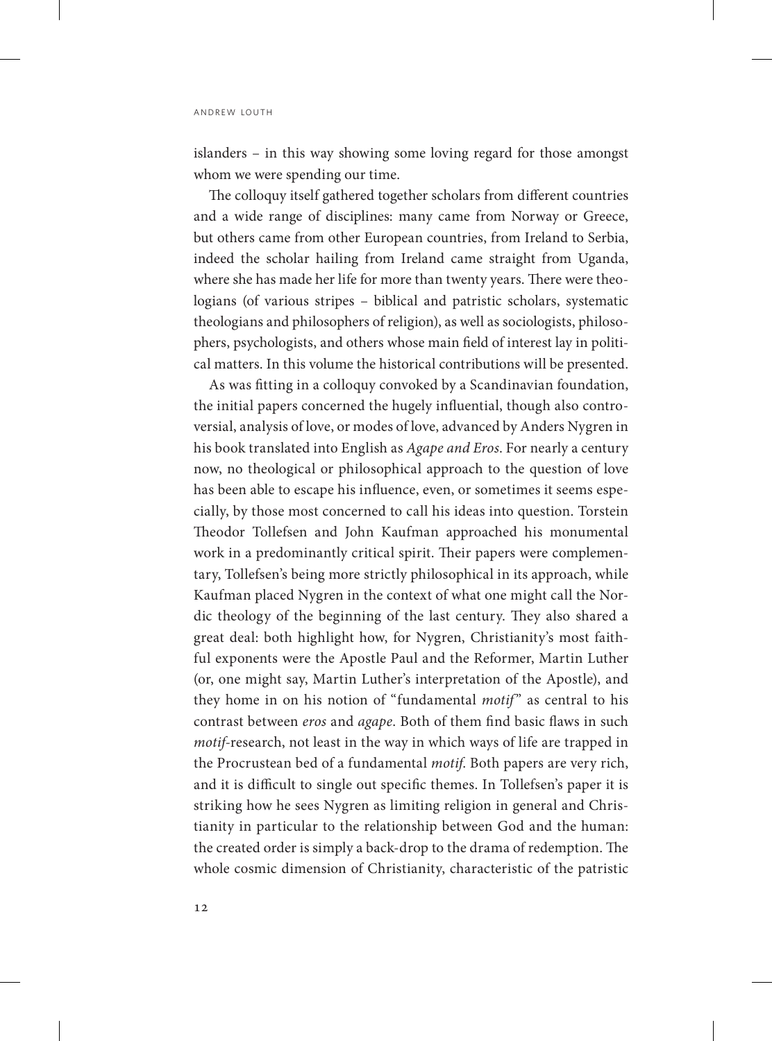islanders – in this way showing some loving regard for those amongst whom we were spending our time.

The colloquy itself gathered together scholars from different countries and a wide range of disciplines: many came from Norway or Greece, but others came from other European countries, from Ireland to Serbia, indeed the scholar hailing from Ireland came straight from Uganda, where she has made her life for more than twenty years. There were theologians (of various stripes – biblical and patristic scholars, systematic theologians and philosophers of religion), as well as sociologists, philosophers, psychologists, and others whose main field of interest lay in political matters. In this volume the historical contributions will be presented.

As was fitting in a colloquy convoked by a Scandinavian foundation, the initial papers concerned the hugely influential, though also controversial, analysis of love, or modes of love, advanced by Anders Nygren in his book translated into English as *Agape and Eros*. For nearly a century now, no theological or philosophical approach to the question of love has been able to escape his influence, even, or sometimes it seems especially, by those most concerned to call his ideas into question. Torstein Theodor Tollefsen and John Kaufman approached his monumental work in a predominantly critical spirit. Their papers were complementary, Tollefsen's being more strictly philosophical in its approach, while Kaufman placed Nygren in the context of what one might call the Nordic theology of the beginning of the last century. They also shared a great deal: both highlight how, for Nygren, Christianity's most faithful exponents were the Apostle Paul and the Reformer, Martin Luther (or, one might say, Martin Luther's interpretation of the Apostle), and they home in on his notion of "fundamental *motif*" as central to his contrast between *eros* and *agape*. Both of them find basic flaws in such *motif*-research, not least in the way in which ways of life are trapped in the Procrustean bed of a fundamental *motif*. Both papers are very rich, and it is difficult to single out specific themes. In Tollefsen's paper it is striking how he sees Nygren as limiting religion in general and Christianity in particular to the relationship between God and the human: the created order is simply a back-drop to the drama of redemption. The whole cosmic dimension of Christianity, characteristic of the patristic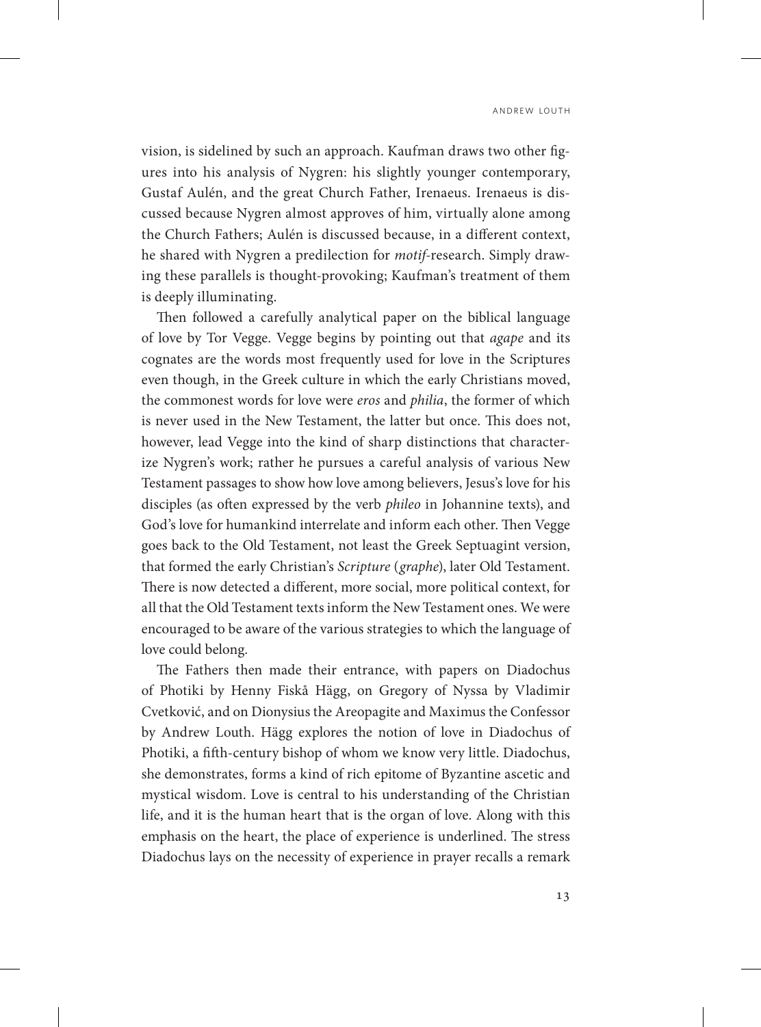vision, is sidelined by such an approach. Kaufman draws two other figures into his analysis of Nygren: his slightly younger contemporary, Gustaf Aulén, and the great Church Father, Irenaeus. Irenaeus is discussed because Nygren almost approves of him, virtually alone among the Church Fathers; Aulén is discussed because, in a different context, he shared with Nygren a predilection for *motif*-research. Simply drawing these parallels is thought-provoking; Kaufman's treatment of them is deeply illuminating.

Then followed a carefully analytical paper on the biblical language of love by Tor Vegge. Vegge begins by pointing out that *agape* and its cognates are the words most frequently used for love in the Scriptures even though, in the Greek culture in which the early Christians moved, the commonest words for love were *eros* and *philia*, the former of which is never used in the New Testament, the latter but once. This does not, however, lead Vegge into the kind of sharp distinctions that characterize Nygren's work; rather he pursues a careful analysis of various New Testament passages to show how love among believers, Jesus's love for his disciples (as often expressed by the verb *phileo* in Johannine texts), and God's love for humankind interrelate and inform each other. Then Vegge goes back to the Old Testament, not least the Greek Septuagint version, that formed the early Christian's *Scripture* (*graphe*), later Old Testament. There is now detected a different, more social, more political context, for all that the Old Testament texts inform the New Testament ones. We were encouraged to be aware of the various strategies to which the language of love could belong.

The Fathers then made their entrance, with papers on Diadochus of Photiki by Henny Fiskå Hägg, on Gregory of Nyssa by Vladimir Cvetković, and on Dionysius the Areopagite and Maximus the Confessor by Andrew Louth. Hägg explores the notion of love in Diadochus of Photiki, a fifth-century bishop of whom we know very little. Diadochus, she demonstrates, forms a kind of rich epitome of Byzantine ascetic and mystical wisdom. Love is central to his understanding of the Christian life, and it is the human heart that is the organ of love. Along with this emphasis on the heart, the place of experience is underlined. The stress Diadochus lays on the necessity of experience in prayer recalls a remark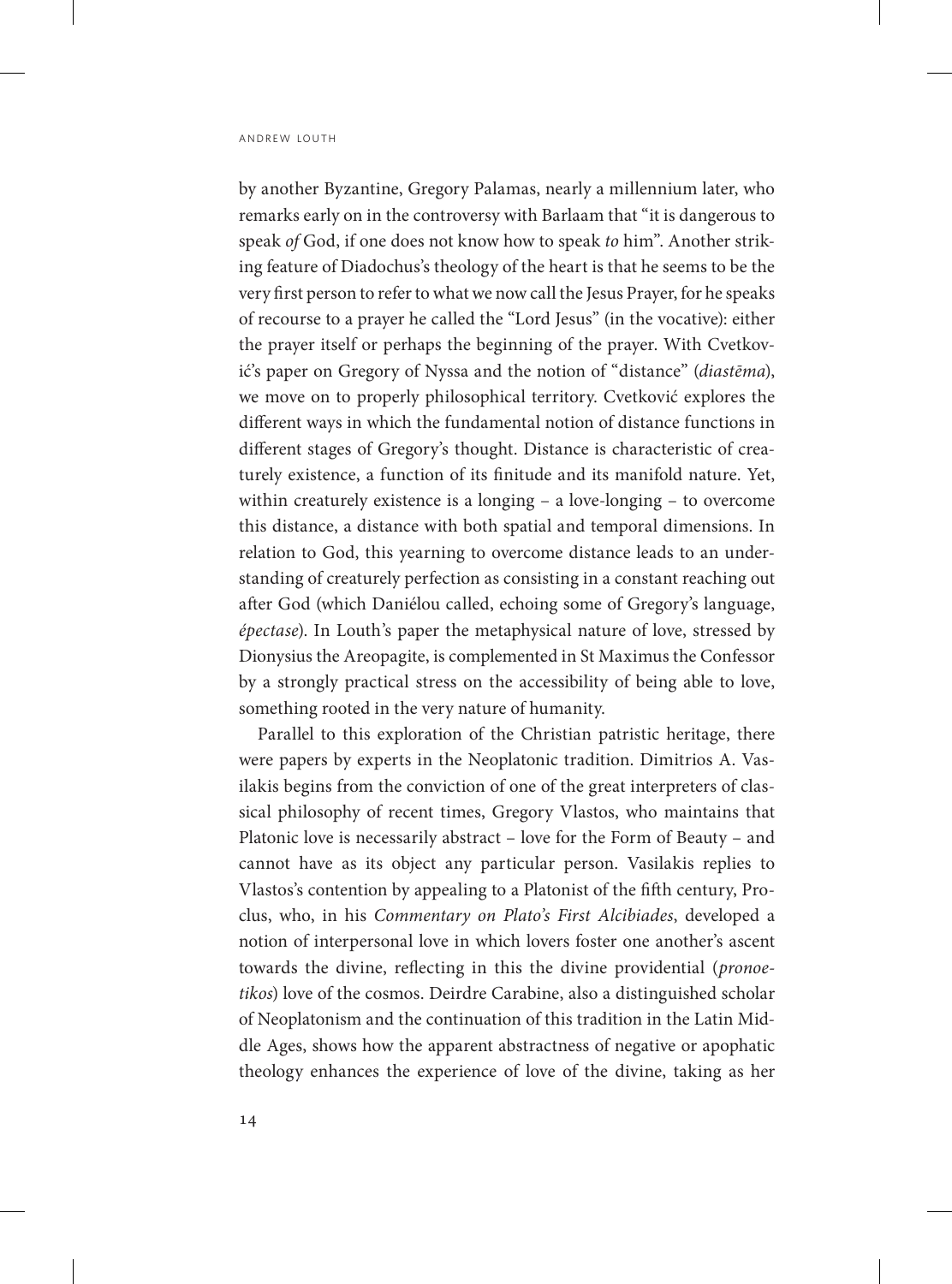by another Byzantine, Gregory Palamas, nearly a millennium later, who remarks early on in the controversy with Barlaam that "it is dangerous to speak *of* God, if one does not know how to speak *to* him". Another striking feature of Diadochus's theology of the heart is that he seems to be the very first person to refer to what we now call the Jesus Prayer, for he speaks of recourse to a prayer he called the "Lord Jesus" (in the vocative): either the prayer itself or perhaps the beginning of the prayer. With Cvetković's paper on Gregory of Nyssa and the notion of "distance" (*diastēma*), we move on to properly philosophical territory. Cvetković explores the different ways in which the fundamental notion of distance functions in different stages of Gregory's thought. Distance is characteristic of creaturely existence, a function of its finitude and its manifold nature. Yet, within creaturely existence is a longing – a love-longing – to overcome this distance, a distance with both spatial and temporal dimensions. In relation to God, this yearning to overcome distance leads to an understanding of creaturely perfection as consisting in a constant reaching out after God (which Daniélou called, echoing some of Gregory's language, *épectase*). In Louth's paper the metaphysical nature of love, stressed by Dionysius the Areopagite, is complemented in St Maximus the Confessor by a strongly practical stress on the accessibility of being able to love, something rooted in the very nature of humanity.

Parallel to this exploration of the Christian patristic heritage, there were papers by experts in the Neoplatonic tradition. Dimitrios A. Vasilakis begins from the conviction of one of the great interpreters of classical philosophy of recent times, Gregory Vlastos, who maintains that Platonic love is necessarily abstract – love for the Form of Beauty – and cannot have as its object any particular person. Vasilakis replies to Vlastos's contention by appealing to a Platonist of the fifth century, Proclus, who, in his *Commentary on Plato's First Alcibiades*, developed a notion of interpersonal love in which lovers foster one another's ascent towards the divine, reflecting in this the divine providential (*pronoetikos*) love of the cosmos. Deirdre Carabine, also a distinguished scholar of Neoplatonism and the continuation of this tradition in the Latin Middle Ages, shows how the apparent abstractness of negative or apophatic theology enhances the experience of love of the divine, taking as her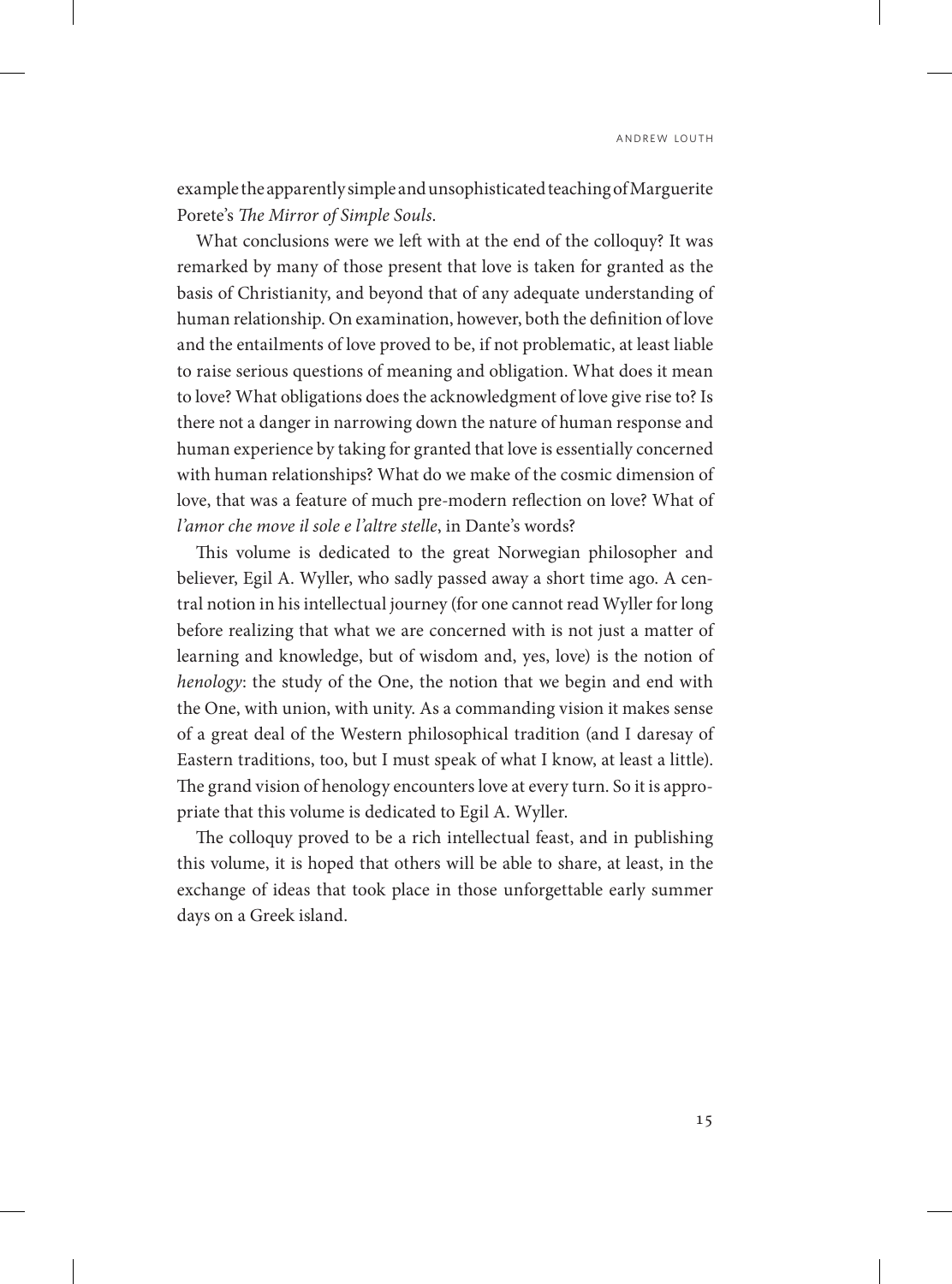example the apparently simple and unsophisticated teaching of Marguerite Porete's *The Mirror of Simple Souls*.

What conclusions were we left with at the end of the colloquy? It was remarked by many of those present that love is taken for granted as the basis of Christianity, and beyond that of any adequate understanding of human relationship. On examination, however, both the definition of love and the entailments of love proved to be, if not problematic, at least liable to raise serious questions of meaning and obligation. What does it mean to love? What obligations does the acknowledgment of love give rise to? Is there not a danger in narrowing down the nature of human response and human experience by taking for granted that love is essentially concerned with human relationships? What do we make of the cosmic dimension of love, that was a feature of much pre-modern reflection on love? What of *l'amor che move il sole e l'altre stelle*, in Dante's words?

This volume is dedicated to the great Norwegian philosopher and believer, Egil A. Wyller, who sadly passed away a short time ago. A central notion in his intellectual journey (for one cannot read Wyller for long before realizing that what we are concerned with is not just a matter of learning and knowledge, but of wisdom and, yes, love) is the notion of *henology*: the study of the One, the notion that we begin and end with the One, with union, with unity. As a commanding vision it makes sense of a great deal of the Western philosophical tradition (and I daresay of Eastern traditions, too, but I must speak of what I know, at least a little). The grand vision of henology encounters love at every turn. So it is appropriate that this volume is dedicated to Egil A. Wyller.

The colloquy proved to be a rich intellectual feast, and in publishing this volume, it is hoped that others will be able to share, at least, in the exchange of ideas that took place in those unforgettable early summer days on a Greek island.